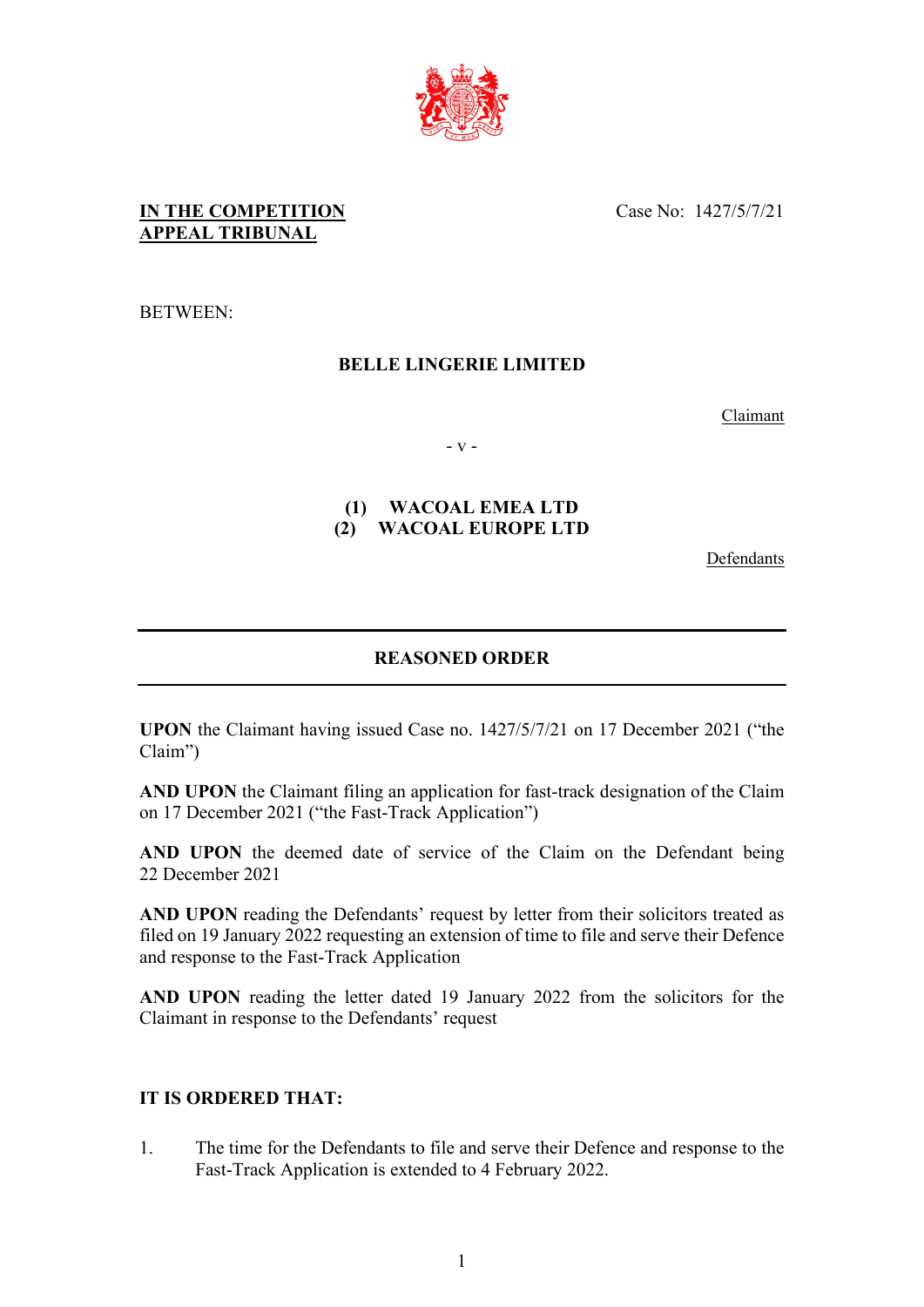**IN THE COMPETITION APPEAL TRIBUNAL**

Case No: 1427/5/7/21

BETWEEN:

**BELLE LINGERIE LIMITED**

Claimant

- v -

**(1) WACOAL EMEA LTD**
**(2) WACOAL EUROPE LTD**

Defendants

---

## REASONED ORDER

---

**UPON** the Claimant having issued Case no. 1427/5/7/21 on 17 December 2021 ("the Claim")

**AND UPON** the Claimant filing an application for fast-track designation of the Claim on 17 December 2021 ("the Fast-Track Application")

**AND UPON** the deemed date of service of the Claim on the Defendant being 22 December 2021

**AND UPON** reading the Defendants' request by letter from their solicitors treated as filed on 19 January 2022 requesting an extension of time to file and serve their Defence and response to the Fast-Track Application

**AND UPON** reading the letter dated 19 January 2022 from the solicitors for the Claimant in response to the Defendants' request

**IT IS ORDERED THAT:**

1. The time for the Defendants to file and serve their Defence and response to the Fast-Track Application is extended to 4 February 2022.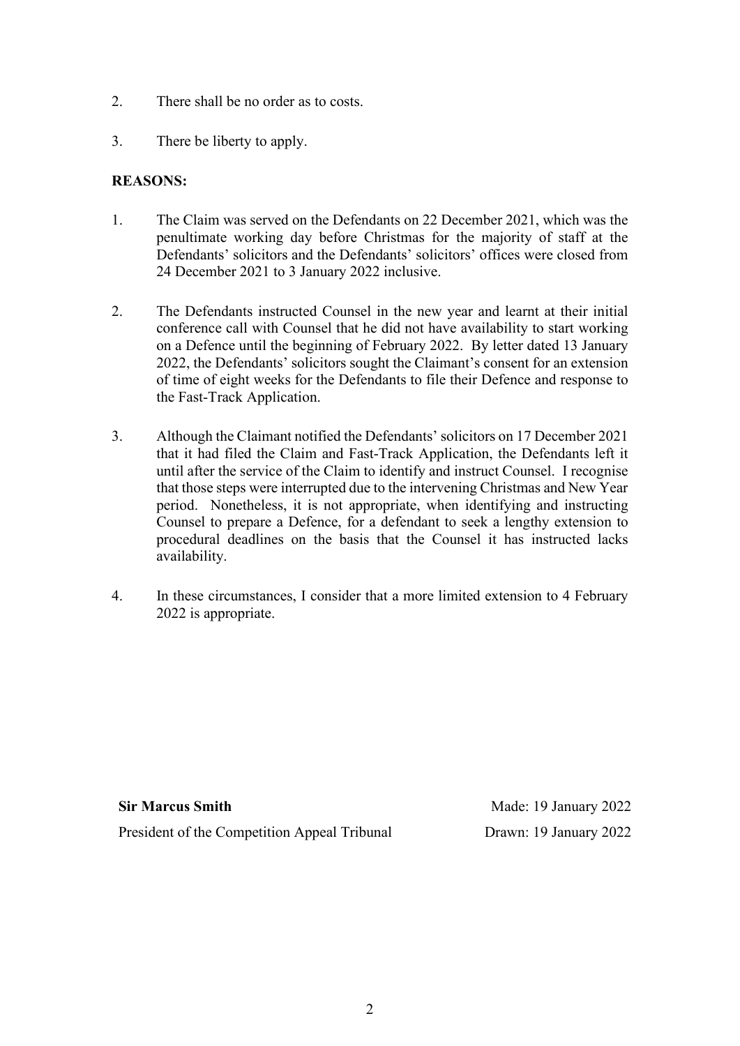2. There shall be no order as to costs.

3. There be liberty to apply.

**REASONS:**

1. The Claim was served on the Defendants on 22 December 2021, which was the penultimate working day before Christmas for the majority of staff at the Defendants' solicitors and the Defendants' solicitors' offices were closed from 24 December 2021 to 3 January 2022 inclusive.

2. The Defendants instructed Counsel in the new year and learnt at their initial conference call with Counsel that he did not have availability to start working on a Defence until the beginning of February 2022. By letter dated 13 January 2022, the Defendants' solicitors sought the Claimant's consent for an extension of time of eight weeks for the Defendants to file their Defence and response to the Fast-Track Application.

3. Although the Claimant notified the Defendants' solicitors on 17 December 2021 that it had filed the Claim and Fast-Track Application, the Defendants left it until after the service of the Claim to identify and instruct Counsel. I recognise that those steps were interrupted due to the intervening Christmas and New Year period. Nonetheless, it is not appropriate, when identifying and instructing Counsel to prepare a Defence, for a defendant to seek a lengthy extension to procedural deadlines on the basis that the Counsel it has instructed lacks availability.

4. In these circumstances, I consider that a more limited extension to 4 February 2022 is appropriate.

**Sir Marcus Smith** — Made: 19 January 2022

President of the Competition Appeal Tribunal — Drawn: 19 January 2022